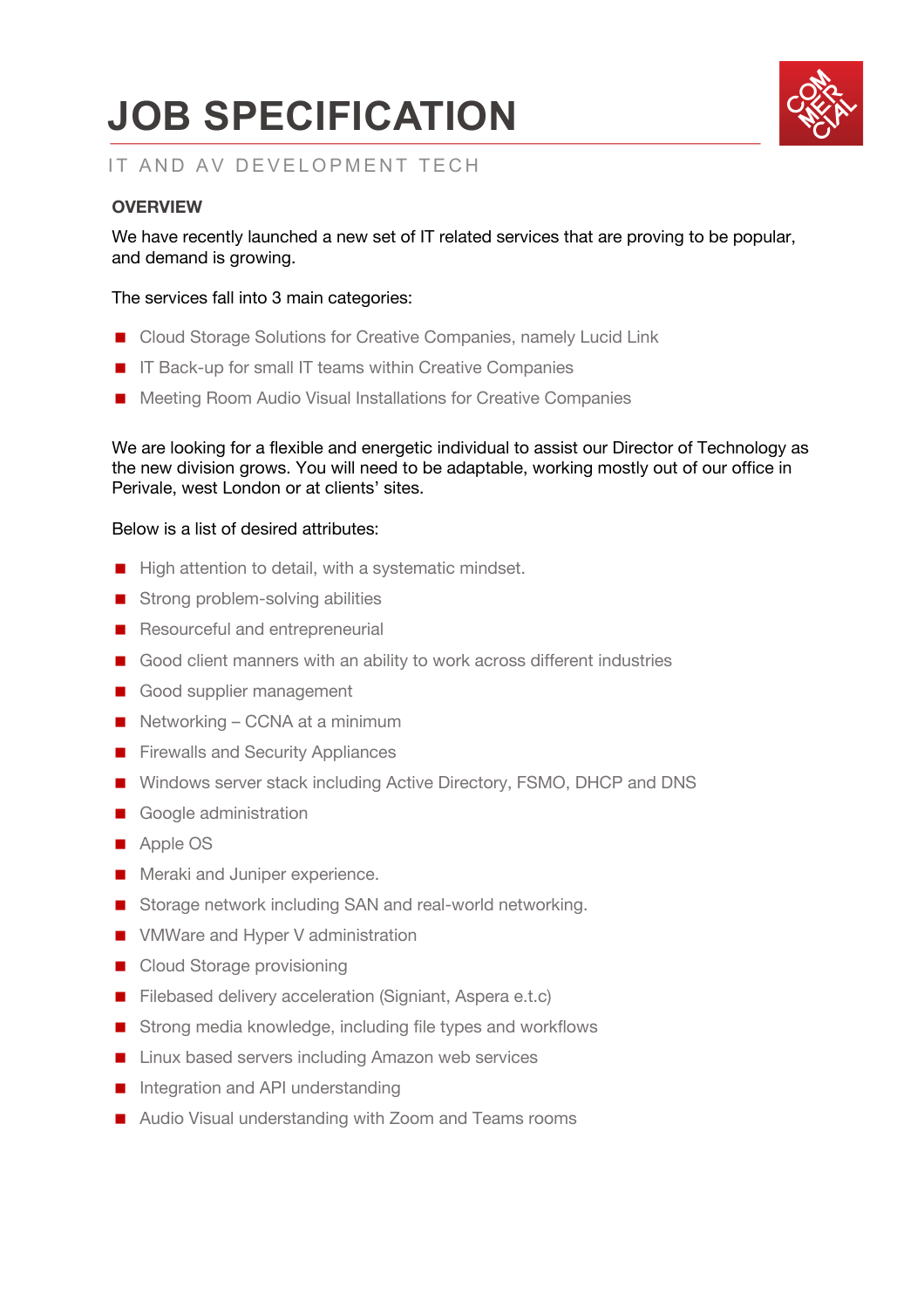# JOB SPECIFICATION

IT AND AV DEVELOPMENT TECH

## OVERVIEW

We have recently launched a new set of IT related services that are proving to be popular, and demand is growing.

The services fall into 3 main categories:

- Cloud Storage Solutions for Creative Companies, namely Lucid Link
- IT Back-up for small IT teams within Creative Companies
- Meeting Room Audio Visual Installations for Creative Companies

We are looking for a flexible and energetic individual to assist our Director of Technology as the new division grows. You will need to be adaptable, working mostly out of our office in Perivale, west London or at clients' sites.

Below is a list of desired attributes:

- High attention to detail, with a systematic mindset.
- Strong problem-solving abilities
- Resourceful and entrepreneurial
- Good client manners with an ability to work across different industries
- Good supplier management
- Networking – CCNA at a minimum
- Firewalls and Security Appliances
- Windows server stack including Active Directory, FSMO, DHCP and DNS
- Google administration
- Apple OS
- Meraki and Juniper experience.
- Storage network including SAN and real-world networking.
- VMWare and Hyper V administration
- Cloud Storage provisioning
- Filebased delivery acceleration (Signiant, Aspera e.t.c)
- Strong media knowledge, including file types and workflows
- Linux based servers including Amazon web services
- Integration and API understanding
- Audio Visual understanding with Zoom and Teams rooms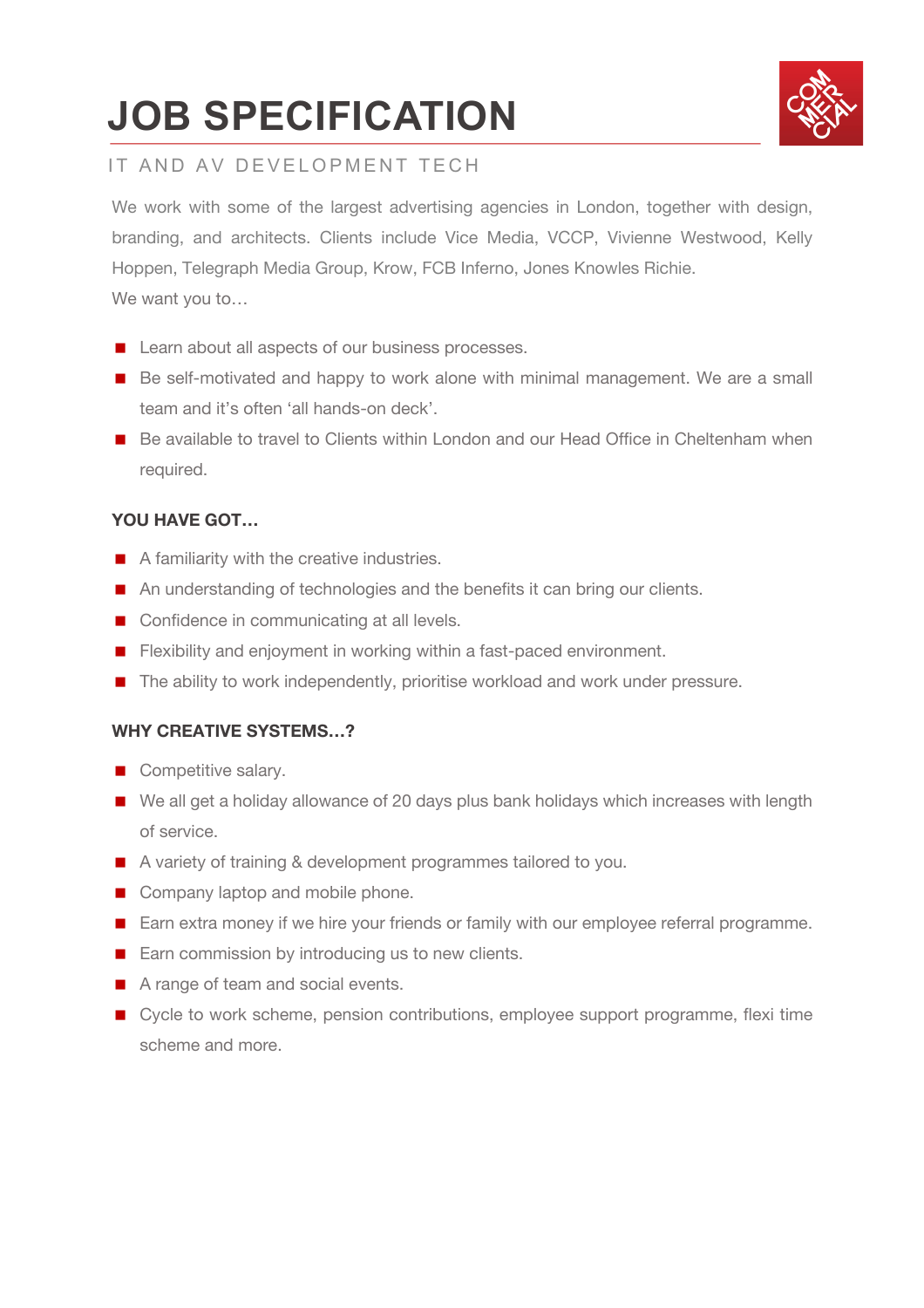# JOB SPECIFICATION

## IT AND AV DEVELOPMENT TECH

We work with some of the largest advertising agencies in London, together with design, branding, and architects. Clients include Vice Media, VCCP, Vivienne Westwood, Kelly Hoppen, Telegraph Media Group, Krow, FCB Inferno, Jones Knowles Richie.

We want you to…

- Learn about all aspects of our business processes.
- Be self-motivated and happy to work alone with minimal management. We are a small team and it's often 'all hands-on deck'.
- Be available to travel to Clients within London and our Head Office in Cheltenham when required.

### YOU HAVE GOT…

- A familiarity with the creative industries.
- An understanding of technologies and the benefits it can bring our clients.
- Confidence in communicating at all levels.
- Flexibility and enjoyment in working within a fast-paced environment.
- The ability to work independently, prioritise workload and work under pressure.

### WHY CREATIVE SYSTEMS…?

- Competitive salary.
- We all get a holiday allowance of 20 days plus bank holidays which increases with length of service.
- A variety of training & development programmes tailored to you.
- Company laptop and mobile phone.
- Earn extra money if we hire your friends or family with our employee referral programme.
- Earn commission by introducing us to new clients.
- A range of team and social events.
- Cycle to work scheme, pension contributions, employee support programme, flexi time scheme and more.